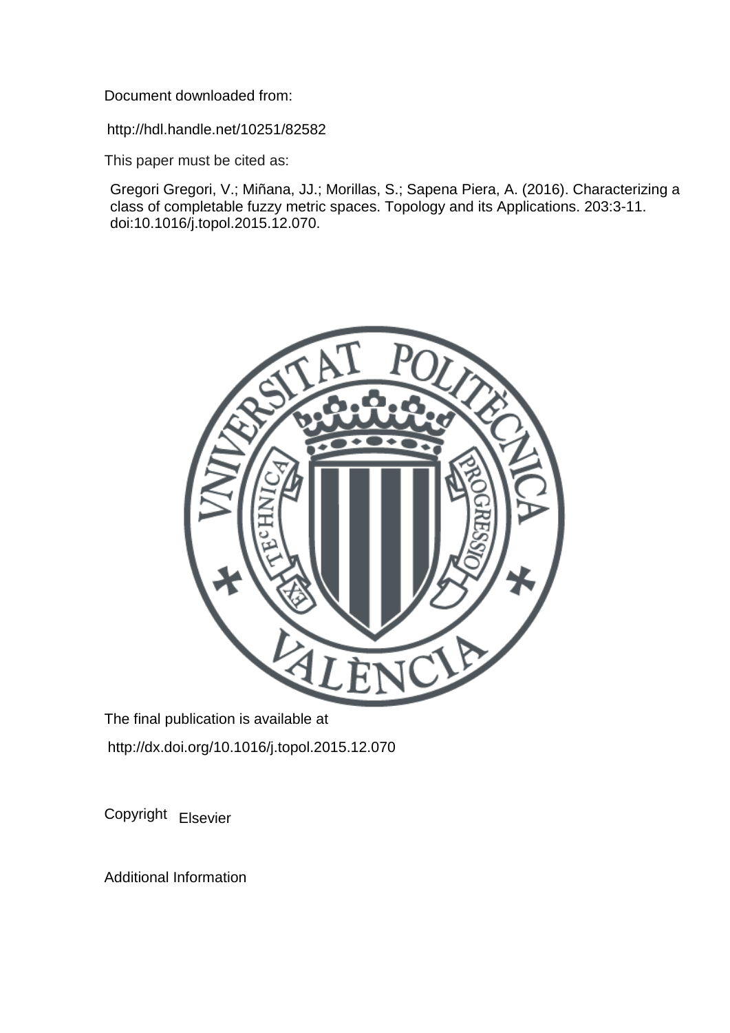Document downloaded from:

http://hdl.handle.net/10251/82582

This paper must be cited as:

Gregori Gregori, V.; Miñana, JJ.; Morillas, S.; Sapena Piera, A. (2016). Characterizing a class of completable fuzzy metric spaces. Topology and its Applications. 203:3-11. doi:10.1016/j.topol.2015.12.070.

The final publication is available at

http://dx.doi.org/10.1016/j.topol.2015.12.070

Copyright Elsevier

Additional Information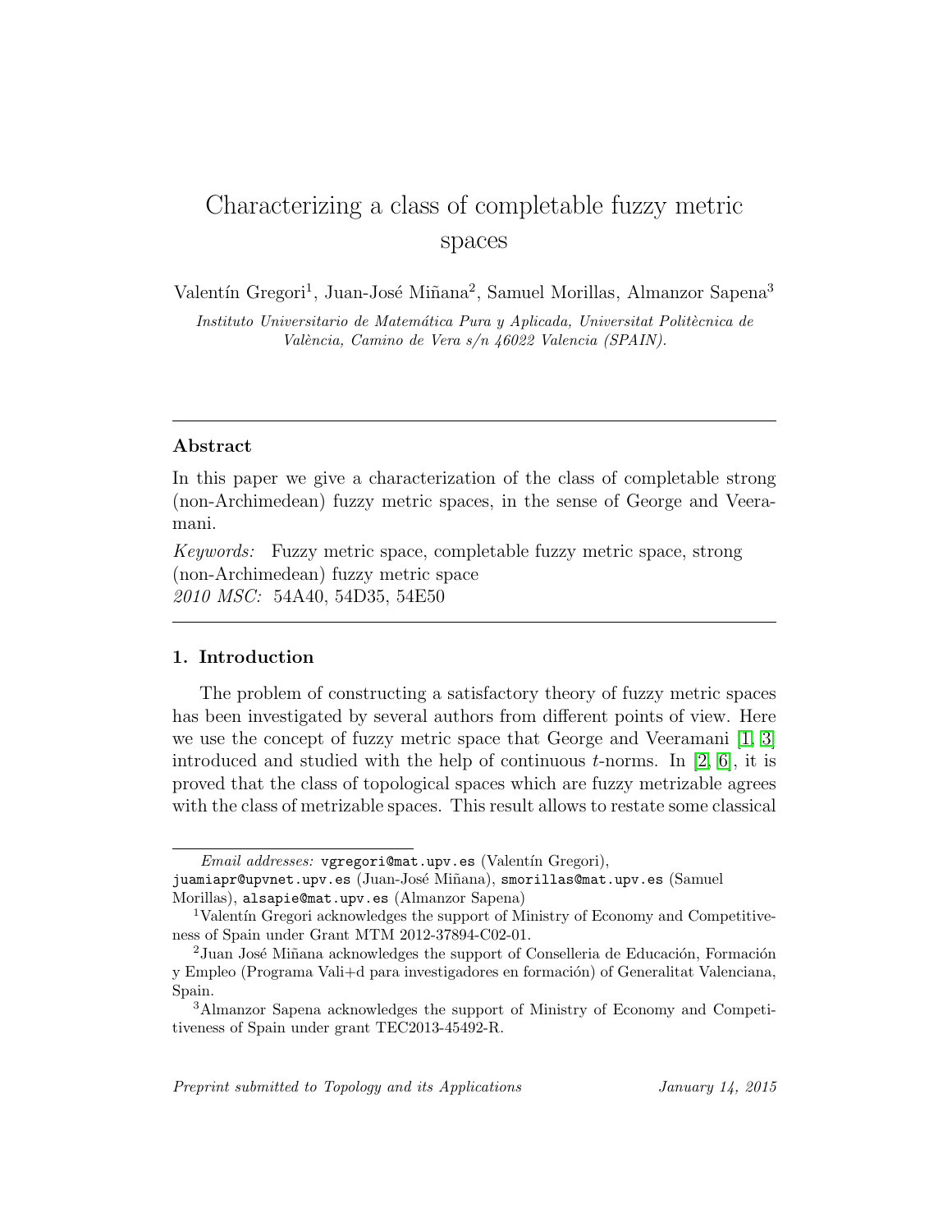# Characterizing a class of completable fuzzy metric spaces

Valentín Gregori[1], Juan-José Miñana[2], Samuel Morillas, Almanzor Sapena[3]

*Instituto Universitario de Matemática Pura y Aplicada, Universitat Politècnica de València, Camino de Vera s/n 46022 Valencia (SPAIN).*

---

## Abstract

In this paper we give a characterization of the class of completable strong (non-Archimedean) fuzzy metric spaces, in the sense of George and Veeramani.

*Keywords:* Fuzzy metric space, completable fuzzy metric space, strong (non-Archimedean) fuzzy metric space

*2010 MSC:* 54A40, 54D35, 54E50

---

## 1. Introduction

The problem of constructing a satisfactory theory of fuzzy metric spaces has been investigated by several authors from different points of view. Here we use the concept of fuzzy metric space that George and Veeramani [1, 3] introduced and studied with the help of continuous $t$-norms. In [2, 6], it is proved that the class of topological spaces which are fuzzy metrizable agrees with the class of metrizable spaces. This result allows to restate some classical

---

*Email addresses:* vgregori@mat.upv.es (Valentín Gregori), juamiapr@upvnet.upv.es (Juan-José Miñana), smorillas@mat.upv.es (Samuel Morillas), alsapie@mat.upv.es (Almanzor Sapena)

[1] Valentín Gregori acknowledges the support of Ministry of Economy and Competitiveness of Spain under Grant MTM 2012-37894-C02-01.

[2] Juan José Miñana acknowledges the support of Conselleria de Educación, Formación y Empleo (Programa Vali+d para investigadores en formación) of Generalitat Valenciana, Spain.

[3] Almanzor Sapena acknowledges the support of Ministry of Economy and Competitiveness of Spain under grant TEC2013-45492-R.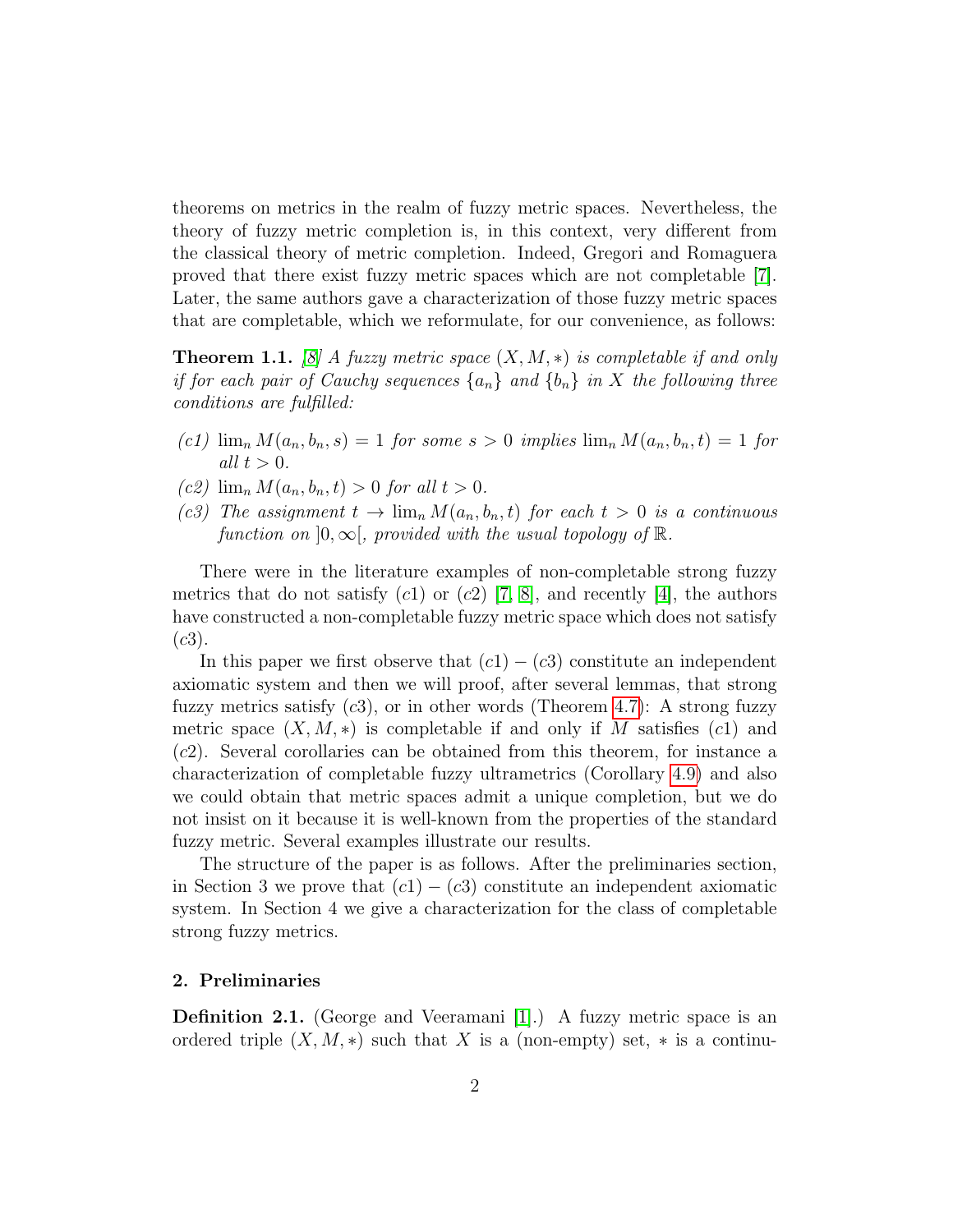theorems on metrics in the realm of fuzzy metric spaces. Nevertheless, the theory of fuzzy metric completion is, in this context, very different from the classical theory of metric completion. Indeed, Gregori and Romaguera proved that there exist fuzzy metric spaces which are not completable [7]. Later, the same authors gave a characterization of those fuzzy metric spaces that are completable, which we reformulate, for our convenience, as follows:

**Theorem 1.1.** *[8] A fuzzy metric space $(X, M, *)$ is completable if and only if for each pair of Cauchy sequences $\{a_n\}$ and $\{b_n\}$ in $X$ the following three conditions are fulfilled:*

- *(c1) $\lim_n M(a_n, b_n, s) = 1$ for some $s > 0$ implies $\lim_n M(a_n, b_n, t) = 1$ for all $t > 0$.*
- *(c2) $\lim_n M(a_n, b_n, t) > 0$ for all $t > 0$.*
- *(c3) The assignment $t \to \lim_n M(a_n, b_n, t)$ for each $t > 0$ is a continuous function on $]0, \infty[$, provided with the usual topology of $\mathbb{R}$.*

There were in the literature examples of non-completable strong fuzzy metrics that do not satisfy $(c1)$ or $(c2)$ [7, 8], and recently [4], the authors have constructed a non-completable fuzzy metric space which does not satisfy $(c3)$.

In this paper we first observe that $(c1) - (c3)$ constitute an independent axiomatic system and then we will proof, after several lemmas, that strong fuzzy metrics satisfy $(c3)$, or in other words (Theorem 4.7): A strong fuzzy metric space $(X, M, *)$ is completable if and only if $M$ satisfies $(c1)$ and $(c2)$. Several corollaries can be obtained from this theorem, for instance a characterization of completable fuzzy ultrametrics (Corollary 4.9) and also we could obtain that metric spaces admit a unique completion, but we do not insist on it because it is well-known from the properties of the standard fuzzy metric. Several examples illustrate our results.

The structure of the paper is as follows. After the preliminaries section, in Section 3 we prove that $(c1) - (c3)$ constitute an independent axiomatic system. In Section 4 we give a characterization for the class of completable strong fuzzy metrics.

## 2. Preliminaries

**Definition 2.1.** (George and Veeramani [1].) A fuzzy metric space is an ordered triple $(X, M, *)$ such that $X$ is a (non-empty) set, $*$ is a continu-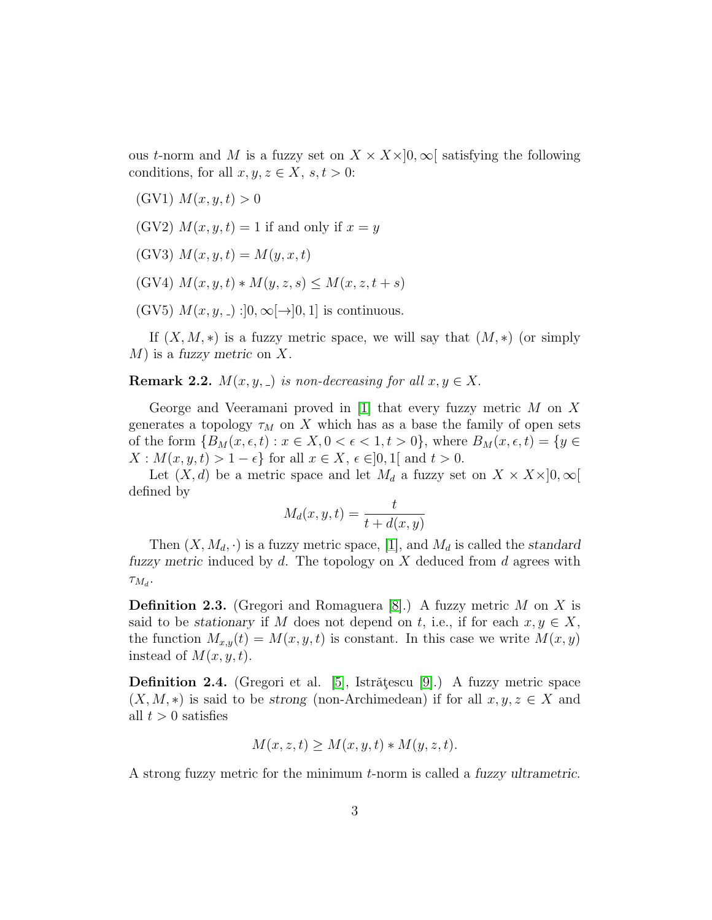ous $t$-norm and $M$ is a fuzzy set on $X \times X \times ]0, \infty[$ satisfying the following conditions, for all $x, y, z \in X$, $s, t > 0$:

(GV1) $M(x, y, t) > 0$

(GV2) $M(x, y, t) = 1$ if and only if $x = y$

(GV3) $M(x, y, t) = M(y, x, t)$

(GV4) $M(x, y, t) * M(y, z, s) \leq M(x, z, t + s)$

(GV5) $M(x, y, \_) : ]0, \infty[ \rightarrow ]0, 1]$ is continuous.

If $(X, M, *)$ is a fuzzy metric space, we will say that $(M, *)$ (or simply $M$) is a *fuzzy metric* on $X$.

**Remark 2.2.** *$M(x, y, \_)$ is non-decreasing for all $x, y \in X$.*

George and Veeramani proved in [1] that every fuzzy metric $M$ on $X$ generates a topology $\tau_M$ on $X$ which has as a base the family of open sets of the form $\{B_M(x, \epsilon, t) : x \in X, 0 < \epsilon < 1, t > 0\}$, where $B_M(x, \epsilon, t) = \{y \in X : M(x, y, t) > 1 - \epsilon\}$ for all $x \in X$, $\epsilon \in ]0, 1[$ and $t > 0$.

Let $(X, d)$ be a metric space and let $M_d$ a fuzzy set on $X \times X \times ]0, \infty[$ defined by

$$M_d(x, y, t) = \frac{t}{t + d(x, y)}$$

Then $(X, M_d, \cdot)$ is a fuzzy metric space, [1], and $M_d$ is called the *standard fuzzy metric* induced by $d$. The topology on $X$ deduced from $d$ agrees with $\tau_{M_d}$.

**Definition 2.3.** (Gregori and Romaguera [8].) A fuzzy metric $M$ on $X$ is said to be *stationary* if $M$ does not depend on $t$, i.e., if for each $x, y \in X$, the function $M_{x,y}(t) = M(x, y, t)$ is constant. In this case we write $M(x, y)$ instead of $M(x, y, t)$.

**Definition 2.4.** (Gregori et al. [5], Istrăţescu [9].) A fuzzy metric space $(X, M, *)$ is said to be *strong* (non-Archimedean) if for all $x, y, z \in X$ and all $t > 0$ satisfies

$$M(x, z, t) \geq M(x, y, t) * M(y, z, t).$$

A strong fuzzy metric for the minimum $t$-norm is called a *fuzzy ultrametric*.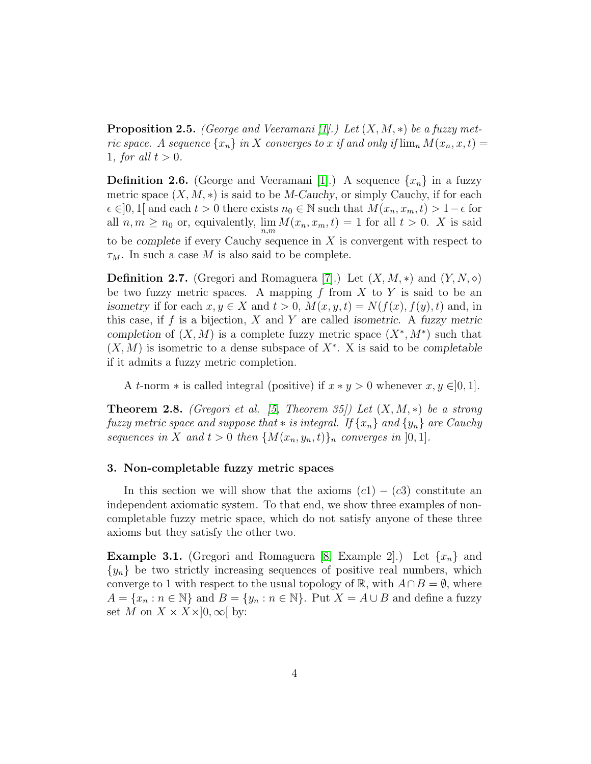**Proposition 2.5.** *(George and Veeramani [1].) Let $(X, M, *)$ be a fuzzy metric space. A sequence $\{x_n\}$ in $X$ converges to $x$ if and only if $\lim_n M(x_n, x, t) = 1$, for all $t > 0$.*

**Definition 2.6.** (George and Veeramani [1].) A sequence $\{x_n\}$ in a fuzzy metric space $(X, M, *)$ is said to be *M-Cauchy*, or simply Cauchy, if for each $\epsilon \in ]0, 1[$ and each $t > 0$ there exists $n_0 \in \mathbb{N}$ such that $M(x_n, x_m, t) > 1 - \epsilon$ for all $n, m \geq n_0$ or, equivalently, $\lim_{n,m} M(x_n, x_m, t) = 1$ for all $t > 0$. $X$ is said to be *complete* if every Cauchy sequence in $X$ is convergent with respect to $\tau_M$. In such a case $M$ is also said to be complete.

**Definition 2.7.** (Gregori and Romaguera [7].) Let $(X, M, *)$ and $(Y, N, \diamond)$ be two fuzzy metric spaces. A mapping $f$ from $X$ to $Y$ is said to be an *isometry* if for each $x, y \in X$ and $t > 0$, $M(x, y, t) = N(f(x), f(y), t)$ and, in this case, if $f$ is a bijection, $X$ and $Y$ are called *isometric*. A *fuzzy metric completion* of $(X, M)$ is a complete fuzzy metric space $(X^*, M^*)$ such that $(X, M)$ is isometric to a dense subspace of $X^*$. X is said to be *completable* if it admits a fuzzy metric completion.

A $t$-norm $*$ is called integral (positive) if $x * y > 0$ whenever $x, y \in ]0, 1]$.

**Theorem 2.8.** *(Gregori et al. [5, Theorem 35]) Let $(X, M, *)$ be a strong fuzzy metric space and suppose that $*$ is integral. If $\{x_n\}$ and $\{y_n\}$ are Cauchy sequences in $X$ and $t > 0$ then $\{M(x_n, y_n, t)\}_n$ converges in $]0, 1]$.*

### 3. Non-completable fuzzy metric spaces

In this section we will show that the axioms $(c1) - (c3)$ constitute an independent axiomatic system. To that end, we show three examples of non-completable fuzzy metric space, which do not satisfy anyone of these three axioms but they satisfy the other two.

**Example 3.1.** (Gregori and Romaguera [8, Example 2].) Let $\{x_n\}$ and $\{y_n\}$ be two strictly increasing sequences of positive real numbers, which converge to 1 with respect to the usual topology of $\mathbb{R}$, with $A \cap B = \emptyset$, where $A = \{x_n : n \in \mathbb{N}\}$ and $B = \{y_n : n \in \mathbb{N}\}$. Put $X = A \cup B$ and define a fuzzy set $M$ on $X \times X \times ]0, \infty[$ by: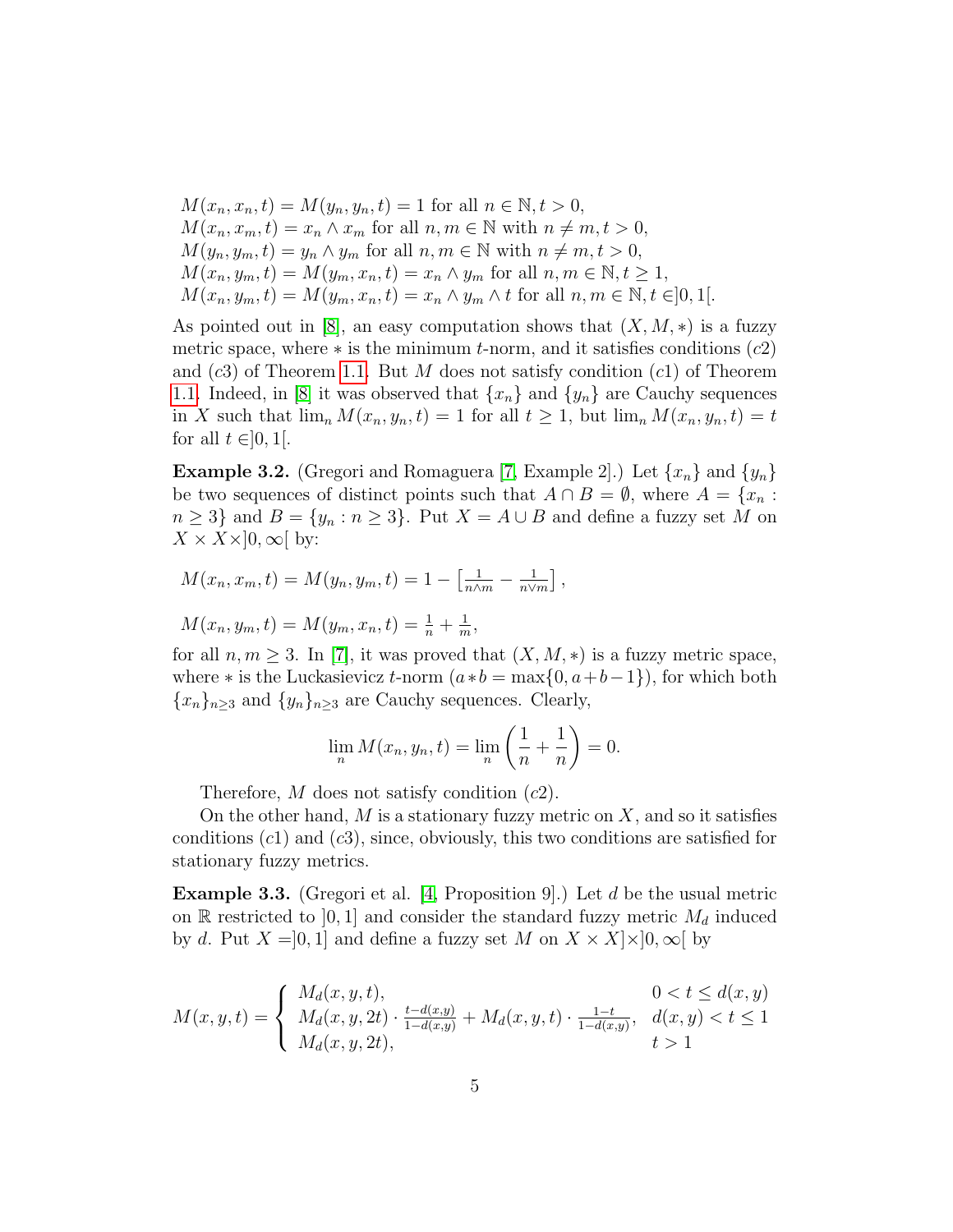$M(x_n, x_n, t) = M(y_n, y_n, t) = 1$ for all $n \in \mathbb{N}, t > 0$,
$M(x_n, x_m, t) = x_n \wedge x_m$ for all $n, m \in \mathbb{N}$ with $n \neq m, t > 0$,
$M(y_n, y_m, t) = y_n \wedge y_m$ for all $n, m \in \mathbb{N}$ with $n \neq m, t > 0$,
$M(x_n, y_m, t) = M(y_m, x_n, t) = x_n \wedge y_m$ for all $n, m \in \mathbb{N}, t \geq 1$,
$M(x_n, y_m, t) = M(y_m, x_n, t) = x_n \wedge y_m \wedge t$ for all $n, m \in \mathbb{N}, t \in ]0, 1[$.

As pointed out in [8], an easy computation shows that $(X, M, *)$ is a fuzzy metric space, where $*$ is the minimum $t$-norm, and it satisfies conditions $(c2)$ and $(c3)$ of Theorem 1.1. But $M$ does not satisfy condition $(c1)$ of Theorem 1.1. Indeed, in [8] it was observed that $\{x_n\}$ and $\{y_n\}$ are Cauchy sequences in $X$ such that $\lim_n M(x_n, y_n, t) = 1$ for all $t \geq 1$, but $\lim_n M(x_n, y_n, t) = t$ for all $t \in ]0, 1[$.

**Example 3.2.** (Gregori and Romaguera [7, Example 2].) Let $\{x_n\}$ and $\{y_n\}$ be two sequences of distinct points such that $A \cap B = \emptyset$, where $A = \{x_n : n \geq 3\}$ and $B = \{y_n : n \geq 3\}$. Put $X = A \cup B$ and define a fuzzy set $M$ on $X \times X \times ]0, \infty[$ by:

$$M(x_n, x_m, t) = M(y_n, y_m, t) = 1 - \left[\frac{1}{n \wedge m} - \frac{1}{n \vee m}\right],$$

$$M(x_n, y_m, t) = M(y_m, x_n, t) = \frac{1}{n} + \frac{1}{m},$$

for all $n, m \geq 3$. In [7], it was proved that $(X, M, *)$ is a fuzzy metric space, where $*$ is the Luckasievicz $t$-norm ($a * b = \max\{0, a + b - 1\}$), for which both $\{x_n\}_{n \geq 3}$ and $\{y_n\}_{n \geq 3}$ are Cauchy sequences. Clearly,

$$\lim_n M(x_n, y_n, t) = \lim_n \left(\frac{1}{n} + \frac{1}{n}\right) = 0.$$

Therefore, $M$ does not satisfy condition $(c2)$.

On the other hand, $M$ is a stationary fuzzy metric on $X$, and so it satisfies conditions $(c1)$ and $(c3)$, since, obviously, this two conditions are satisfied for stationary fuzzy metrics.

**Example 3.3.** (Gregori et al. [4, Proposition 9].) Let $d$ be the usual metric on $\mathbb{R}$ restricted to $]0, 1]$ and consider the standard fuzzy metric $M_d$ induced by $d$. Put $X = ]0, 1]$ and define a fuzzy set $M$ on $X \times X] \times ]0, \infty[$ by

$$M(x, y, t) = \begin{cases} M_d(x, y, t), & 0 < t \leq d(x, y) \\ M_d(x, y, 2t) \cdot \frac{t - d(x,y)}{1 - d(x,y)} + M_d(x, y, t) \cdot \frac{1 - t}{1 - d(x,y)}, & d(x, y) < t \leq 1 \\ M_d(x, y, 2t), & t > 1 \end{cases}$$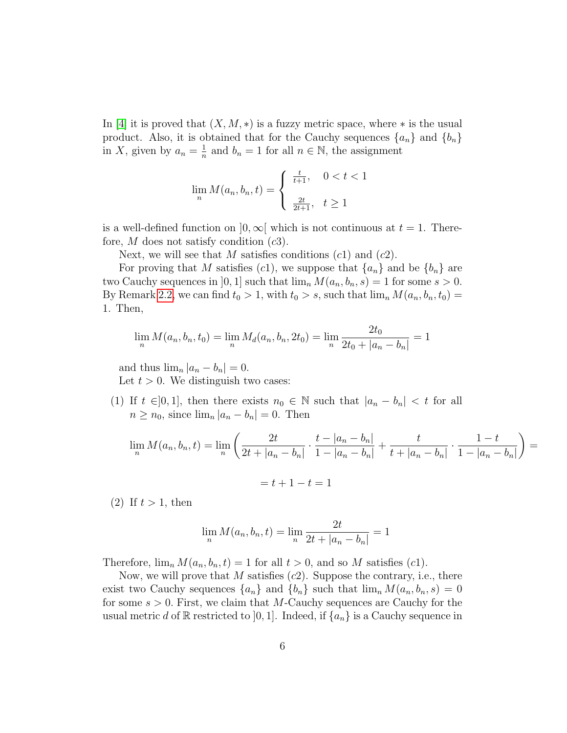In [4] it is proved that $(X, M, *)$ is a fuzzy metric space, where $*$ is the usual product. Also, it is obtained that for the Cauchy sequences $\{a_n\}$ and $\{b_n\}$ in $X$, given by $a_n = \frac{1}{n}$ and $b_n = 1$ for all $n \in \mathbb{N}$, the assignment

$$\lim_n M(a_n, b_n, t) = \begin{cases} \frac{t}{t+1}, & 0 < t < 1 \\ \\ \frac{2t}{2t+1}, & t \geq 1 \end{cases}$$

is a well-defined function on $]0, \infty[$ which is not continuous at $t = 1$. Therefore, $M$ does not satisfy condition $(c3)$.

Next, we will see that $M$ satisfies conditions $(c1)$ and $(c2)$.

For proving that $M$ satisfies $(c1)$, we suppose that $\{a_n\}$ and be $\{b_n\}$ are two Cauchy sequences in $]0, 1]$ such that $\lim_n M(a_n, b_n, s) = 1$ for some $s > 0$. By Remark 2.2, we can find $t_0 > 1$, with $t_0 > s$, such that $\lim_n M(a_n, b_n, t_0) = 1$. Then,

$$\lim_n M(a_n, b_n, t_0) = \lim_n M_d(a_n, b_n, 2t_0) = \lim_n \frac{2t_0}{2t_0 + |a_n - b_n|} = 1$$

and thus $\lim_n |a_n - b_n| = 0$.

Let $t > 0$. We distinguish two cases:

(1) If $t \in ]0, 1]$, then there exists $n_0 \in \mathbb{N}$ such that $|a_n - b_n| < t$ for all $n \geq n_0$, since $\lim_n |a_n - b_n| = 0$. Then

$$\lim_n M(a_n, b_n, t) = \lim_n \left( \frac{2t}{2t + |a_n - b_n|} \cdot \frac{t - |a_n - b_n|}{1 - |a_n - b_n|} + \frac{t}{t + |a_n - b_n|} \cdot \frac{1 - t}{1 - |a_n - b_n|} \right) =$$

$$= t + 1 - t = 1$$

(2) If $t > 1$, then

$$\lim_n M(a_n, b_n, t) = \lim_n \frac{2t}{2t + |a_n - b_n|} = 1$$

Therefore, $\lim_n M(a_n, b_n, t) = 1$ for all $t > 0$, and so $M$ satisfies $(c1)$.

Now, we will prove that $M$ satisfies $(c2)$. Suppose the contrary, i.e., there exist two Cauchy sequences $\{a_n\}$ and $\{b_n\}$ such that $\lim_n M(a_n, b_n, s) = 0$ for some $s > 0$. First, we claim that $M$-Cauchy sequences are Cauchy for the usual metric $d$ of $\mathbb{R}$ restricted to $]0, 1]$. Indeed, if $\{a_n\}$ is a Cauchy sequence in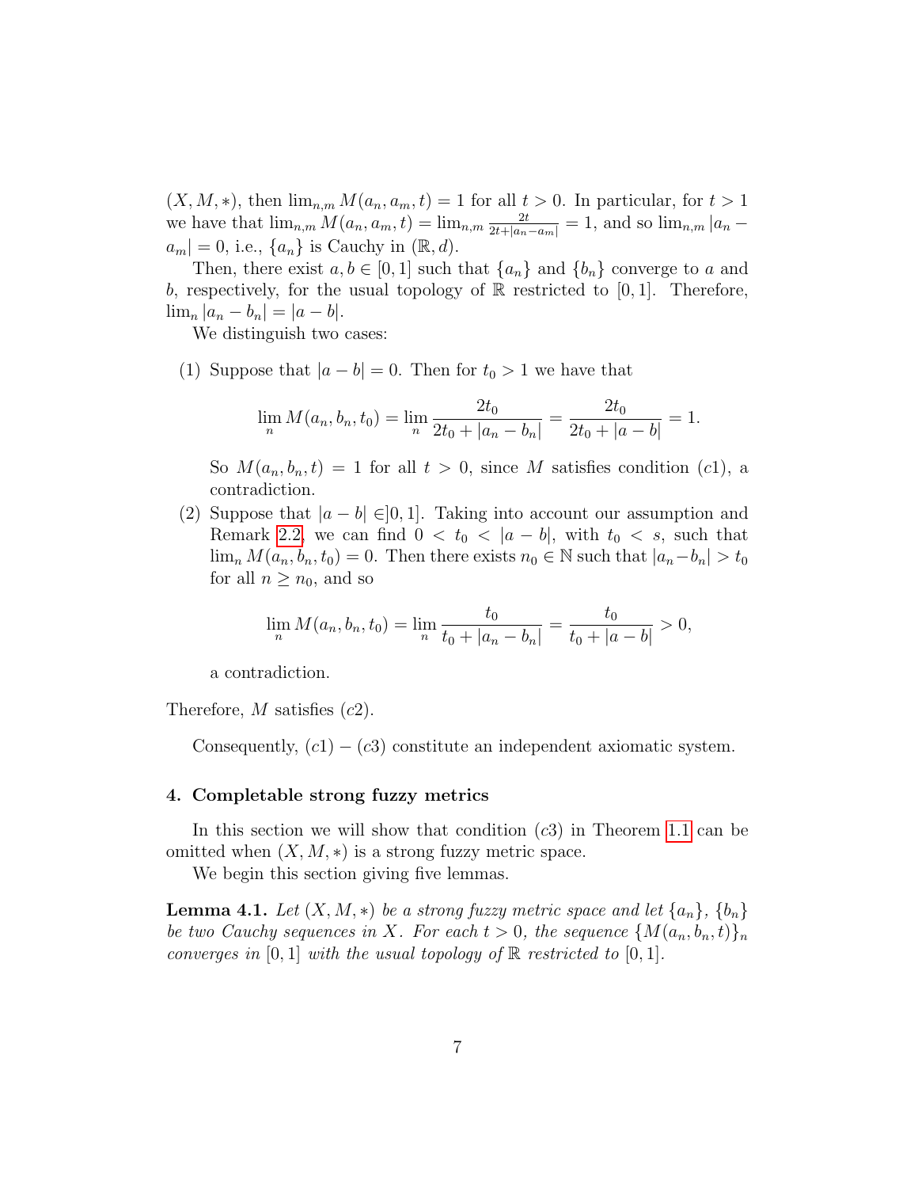$(X, M, *)$, then $\lim_{n,m} M(a_n, a_m, t) = 1$ for all $t > 0$. In particular, for $t > 1$ we have that $\lim_{n,m} M(a_n, a_m, t) = \lim_{n,m} \frac{2t}{2t+|a_n - a_m|} = 1$, and so $\lim_{n,m} |a_n - a_m| = 0$, i.e., $\{a_n\}$ is Cauchy in $(\mathbb{R}, d)$.

Then, there exist $a, b \in [0, 1]$ such that $\{a_n\}$ and $\{b_n\}$ converge to $a$ and $b$, respectively, for the usual topology of $\mathbb{R}$ restricted to $[0, 1]$. Therefore, $\lim_n |a_n - b_n| = |a - b|$.

We distinguish two cases:

(1) Suppose that $|a - b| = 0$. Then for $t_0 > 1$ we have that

$$\lim_n M(a_n, b_n, t_0) = \lim_n \frac{2t_0}{2t_0 + |a_n - b_n|} = \frac{2t_0}{2t_0 + |a - b|} = 1.$$

So $M(a_n, b_n, t) = 1$ for all $t > 0$, since $M$ satisfies condition $(c1)$, a contradiction.

(2) Suppose that $|a - b| \in ]0, 1]$. Taking into account our assumption and Remark 2.2, we can find $0 < t_0 < |a - b|$, with $t_0 < s$, such that $\lim_n M(a_n, b_n, t_0) = 0$. Then there exists $n_0 \in \mathbb{N}$ such that $|a_n - b_n| > t_0$ for all $n \geq n_0$, and so

$$\lim_n M(a_n, b_n, t_0) = \lim_n \frac{t_0}{t_0 + |a_n - b_n|} = \frac{t_0}{t_0 + |a - b|} > 0,$$

a contradiction.

Therefore, $M$ satisfies $(c2)$.

Consequently, $(c1) - (c3)$ constitute an independent axiomatic system.

## 4. Completable strong fuzzy metrics

In this section we will show that condition $(c3)$ in Theorem 1.1 can be omitted when $(X, M, *)$ is a strong fuzzy metric space.

We begin this section giving five lemmas.

**Lemma 4.1.** *Let $(X, M, *)$ be a strong fuzzy metric space and let $\{a_n\}$, $\{b_n\}$ be two Cauchy sequences in $X$. For each $t > 0$, the sequence $\{M(a_n, b_n, t)\}_n$ converges in $[0, 1]$ with the usual topology of $\mathbb{R}$ restricted to $[0, 1]$.*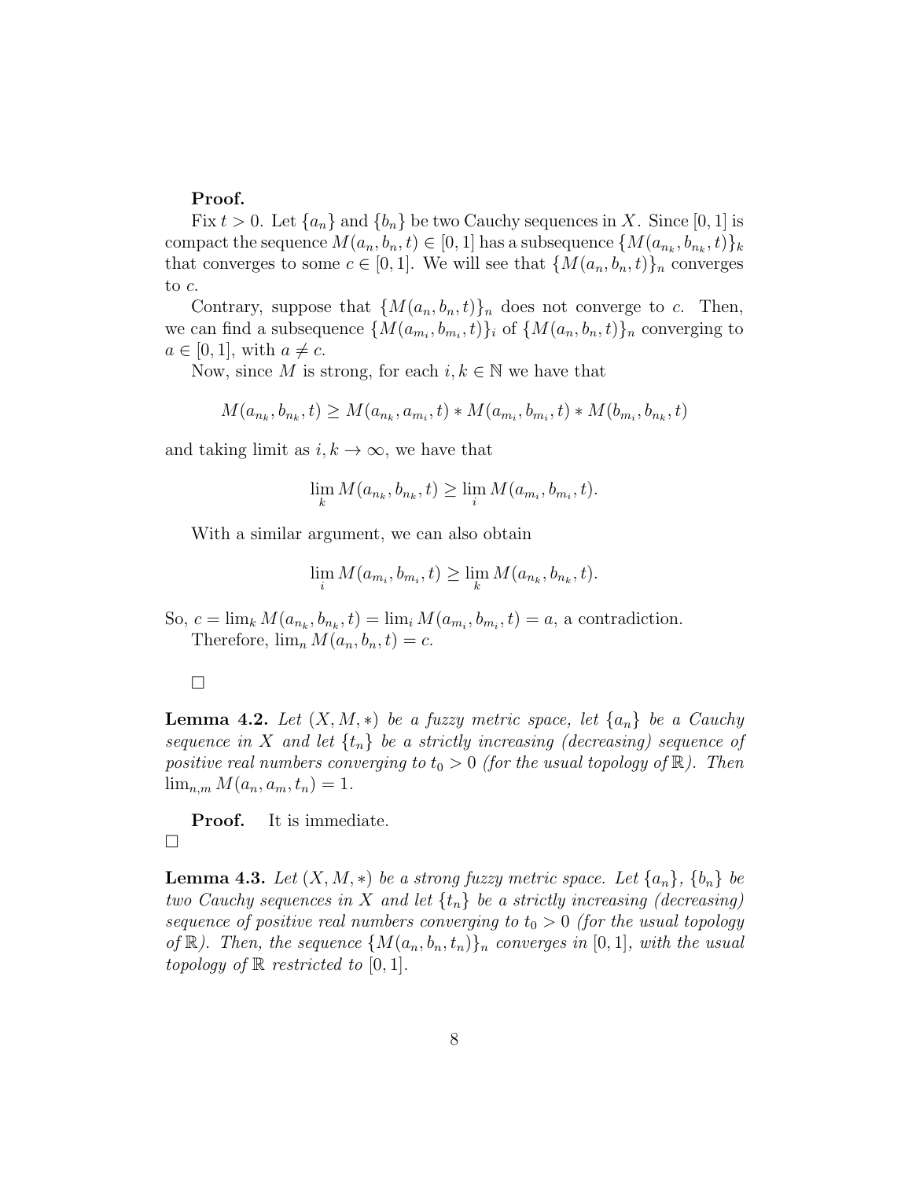**Proof.**

Fix $t > 0$. Let $\{a_n\}$ and $\{b_n\}$ be two Cauchy sequences in $X$. Since $[0,1]$ is compact the sequence $M(a_n, b_n, t) \in [0,1]$ has a subsequence $\{M(a_{n_k}, b_{n_k}, t)\}_k$ that converges to some $c \in [0,1]$. We will see that $\{M(a_n, b_n, t)\}_n$ converges to $c$.

Contrary, suppose that $\{M(a_n, b_n, t)\}_n$ does not converge to $c$. Then, we can find a subsequence $\{M(a_{m_i}, b_{m_i}, t)\}_i$ of $\{M(a_n, b_n, t)\}_n$ converging to $a \in [0,1]$, with $a \neq c$.

Now, since $M$ is strong, for each $i, k \in \mathbb{N}$ we have that

$$M(a_{n_k}, b_{n_k}, t) \geq M(a_{n_k}, a_{m_i}, t) * M(a_{m_i}, b_{m_i}, t) * M(b_{m_i}, b_{n_k}, t)$$

and taking limit as $i, k \to \infty$, we have that

$$\lim_k M(a_{n_k}, b_{n_k}, t) \geq \lim_i M(a_{m_i}, b_{m_i}, t).$$

With a similar argument, we can also obtain

$$\lim_i M(a_{m_i}, b_{m_i}, t) \geq \lim_k M(a_{n_k}, b_{n_k}, t).$$

So, $c = \lim_k M(a_{n_k}, b_{n_k}, t) = \lim_i M(a_{m_i}, b_{m_i}, t) = a$, a contradiction.

Therefore, $\lim_n M(a_n, b_n, t) = c$.

□

**Lemma 4.2.** *Let $(X, M, *)$ be a fuzzy metric space, let $\{a_n\}$ be a Cauchy sequence in $X$ and let $\{t_n\}$ be a strictly increasing (decreasing) sequence of positive real numbers converging to $t_0 > 0$ (for the usual topology of $\mathbb{R}$). Then $\lim_{n,m} M(a_n, a_m, t_n) = 1$.*

**Proof.** It is immediate.

□

**Lemma 4.3.** *Let $(X, M, *)$ be a strong fuzzy metric space. Let $\{a_n\}$, $\{b_n\}$ be two Cauchy sequences in $X$ and let $\{t_n\}$ be a strictly increasing (decreasing) sequence of positive real numbers converging to $t_0 > 0$ (for the usual topology of $\mathbb{R}$). Then, the sequence $\{M(a_n, b_n, t_n)\}_n$ converges in $[0,1]$, with the usual topology of $\mathbb{R}$ restricted to $[0,1]$.*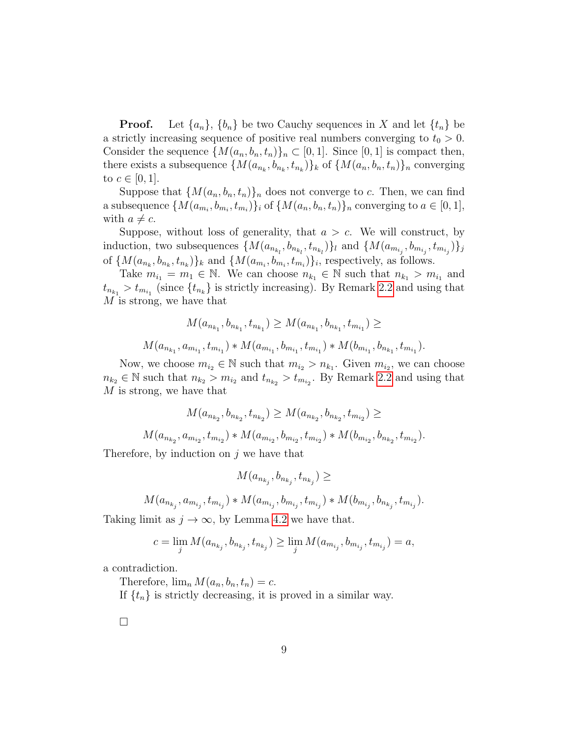**Proof.** Let $\{a_n\}$, $\{b_n\}$ be two Cauchy sequences in $X$ and let $\{t_n\}$ be a strictly increasing sequence of positive real numbers converging to $t_0 > 0$. Consider the sequence $\{M(a_n, b_n, t_n)\}_n \subset [0, 1]$. Since $[0, 1]$ is compact then, there exists a subsequence $\{M(a_{n_k}, b_{n_k}, t_{n_k})\}_k$ of $\{M(a_n, b_n, t_n)\}_n$ converging to $c \in [0, 1]$.

Suppose that $\{M(a_n, b_n, t_n)\}_n$ does not converge to $c$. Then, we can find a subsequence $\{M(a_{m_i}, b_{m_i}, t_{m_i})\}_i$ of $\{M(a_n, b_n, t_n)\}_n$ converging to $a \in [0, 1]$, with $a \neq c$.

Suppose, without loss of generality, that $a > c$. We will construct, by induction, two subsequences $\{M(a_{n_{k_l}}, b_{n_{k_l}}, t_{n_{k_l}})\}_l$ and $\{M(a_{m_{i_j}}, b_{m_{i_j}}, t_{m_{i_j}})\}_j$ of $\{M(a_{n_k}, b_{n_k}, t_{n_k})\}_k$ and $\{M(a_{m_i}, b_{m_i}, t_{m_i})\}_i$, respectively, as follows.

Take $m_{i_1} = m_1 \in \mathbb{N}$. We can choose $n_{k_1} \in \mathbb{N}$ such that $n_{k_1} > m_{i_1}$ and $t_{n_{k_1}} > t_{m_{i_1}}$ (since $\{t_{n_k}\}$ is strictly increasing). By Remark 2.2 and using that $M$ is strong, we have that

$$M(a_{n_{k_1}}, b_{n_{k_1}}, t_{n_{k_1}}) \geq M(a_{n_{k_1}}, b_{n_{k_1}}, t_{m_{i_1}}) \geq$$

$$M(a_{n_{k_1}}, a_{m_{i_1}}, t_{m_{i_1}}) * M(a_{m_{i_1}}, b_{m_{i_1}}, t_{m_{i_1}}) * M(b_{m_{i_1}}, b_{n_{k_1}}, t_{m_{i_1}}).$$

Now, we choose $m_{i_2} \in \mathbb{N}$ such that $m_{i_2} > n_{k_1}$. Given $m_{i_2}$, we can choose $n_{k_2} \in \mathbb{N}$ such that $n_{k_2} > m_{i_2}$ and $t_{n_{k_2}} > t_{m_{i_2}}$. By Remark 2.2 and using that $M$ is strong, we have that

$$M(a_{n_{k_2}}, b_{n_{k_2}}, t_{n_{k_2}}) \geq M(a_{n_{k_2}}, b_{n_{k_2}}, t_{m_{i_2}}) \geq$$

$$M(a_{n_{k_2}}, a_{m_{i_2}}, t_{m_{i_2}}) * M(a_{m_{i_2}}, b_{m_{i_2}}, t_{m_{i_2}}) * M(b_{m_{i_2}}, b_{n_{k_2}}, t_{m_{i_2}}).$$

Therefore, by induction on $j$ we have that

$$M(a_{n_{k_j}}, b_{n_{k_j}}, t_{n_{k_j}}) \geq$$

$$M(a_{n_{k_j}}, a_{m_{i_j}}, t_{m_{i_j}}) * M(a_{m_{i_j}}, b_{m_{i_j}}, t_{m_{i_j}}) * M(b_{m_{i_j}}, b_{n_{k_j}}, t_{m_{i_j}}).$$

Taking limit as $j \to \infty$, by Lemma 4.2 we have that.

$$c = \lim_j M(a_{n_{k_j}}, b_{n_{k_j}}, t_{n_{k_j}}) \geq \lim_j M(a_{m_{i_j}}, b_{m_{i_j}}, t_{m_{i_j}}) = a,$$

a contradiction.

Therefore, $\lim_n M(a_n, b_n, t_n) = c$.

If $\{t_n\}$ is strictly decreasing, it is proved in a similar way.

□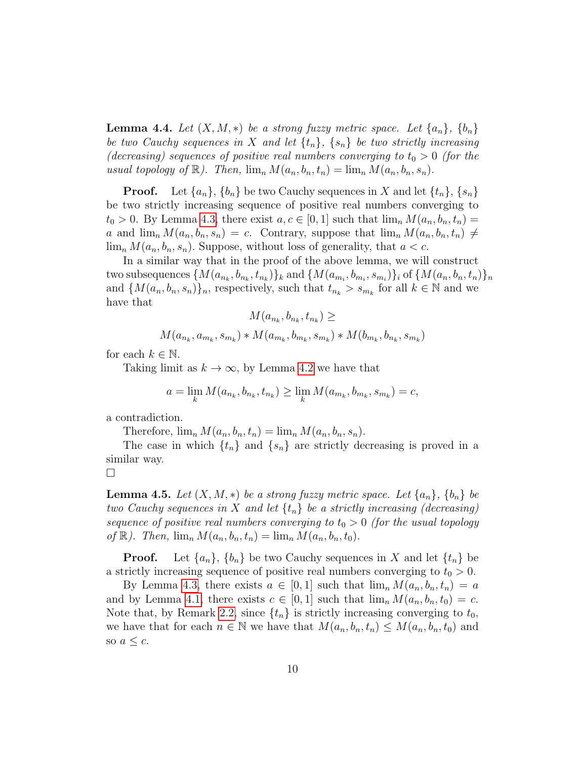**Lemma 4.4.** *Let $(X, M, *)$ be a strong fuzzy metric space. Let $\{a_n\}$, $\{b_n\}$ be two Cauchy sequences in $X$ and let $\{t_n\}$, $\{s_n\}$ be two strictly increasing (decreasing) sequences of positive real numbers converging to $t_0 > 0$ (for the usual topology of $\mathbb{R}$). Then, $\lim_n M(a_n, b_n, t_n) = \lim_n M(a_n, b_n, s_n)$.*

**Proof.** Let $\{a_n\}$, $\{b_n\}$ be two Cauchy sequences in $X$ and let $\{t_n\}$, $\{s_n\}$ be two strictly increasing sequence of positive real numbers converging to $t_0 > 0$. By Lemma 4.3, there exist $a, c \in [0, 1]$ such that $\lim_n M(a_n, b_n, t_n) = a$ and $\lim_n M(a_n, b_n, s_n) = c$. Contrary, suppose that $\lim_n M(a_n, b_n, t_n) \neq \lim_n M(a_n, b_n, s_n)$. Suppose, without loss of generality, that $a < c$.

In a similar way that in the proof of the above lemma, we will construct two subsequences $\{M(a_{n_k}, b_{n_k}, t_{n_k})\}_k$ and $\{M(a_{m_i}, b_{m_i}, s_{m_i})\}_i$ of $\{M(a_n, b_n, t_n)\}_n$ and $\{M(a_n, b_n, s_n)\}_n$, respectively, such that $t_{n_k} > s_{m_k}$ for all $k \in \mathbb{N}$ and we have that

$$M(a_{n_k}, b_{n_k}, t_{n_k}) \geq$$

$$M(a_{n_k}, a_{m_k}, s_{m_k}) * M(a_{m_k}, b_{m_k}, s_{m_k}) * M(b_{m_k}, b_{n_k}, s_{m_k})$$

for each $k \in \mathbb{N}$.

Taking limit as $k \to \infty$, by Lemma 4.2 we have that

$$a = \lim_k M(a_{n_k}, b_{n_k}, t_{n_k}) \geq \lim_k M(a_{m_k}, b_{m_k}, s_{m_k}) = c,$$

a contradiction.

Therefore, $\lim_n M(a_n, b_n, t_n) = \lim_n M(a_n, b_n, s_n)$.

The case in which $\{t_n\}$ and $\{s_n\}$ are strictly decreasing is proved in a similar way.

□

**Lemma 4.5.** *Let $(X, M, *)$ be a strong fuzzy metric space. Let $\{a_n\}$, $\{b_n\}$ be two Cauchy sequences in $X$ and let $\{t_n\}$ be a strictly increasing (decreasing) sequence of positive real numbers converging to $t_0 > 0$ (for the usual topology of $\mathbb{R}$). Then, $\lim_n M(a_n, b_n, t_n) = \lim_n M(a_n, b_n, t_0)$.*

**Proof.** Let $\{a_n\}$, $\{b_n\}$ be two Cauchy sequences in $X$ and let $\{t_n\}$ be a strictly increasing sequence of positive real numbers converging to $t_0 > 0$.

By Lemma 4.3, there exists $a \in [0, 1]$ such that $\lim_n M(a_n, b_n, t_n) = a$ and by Lemma 4.1, there exists $c \in [0, 1]$ such that $\lim_n M(a_n, b_n, t_0) = c$. Note that, by Remark 2.2, since $\{t_n\}$ is strictly increasing converging to $t_0$, we have that for each $n \in \mathbb{N}$ we have that $M(a_n, b_n, t_n) \leq M(a_n, b_n, t_0)$ and so $a \leq c$.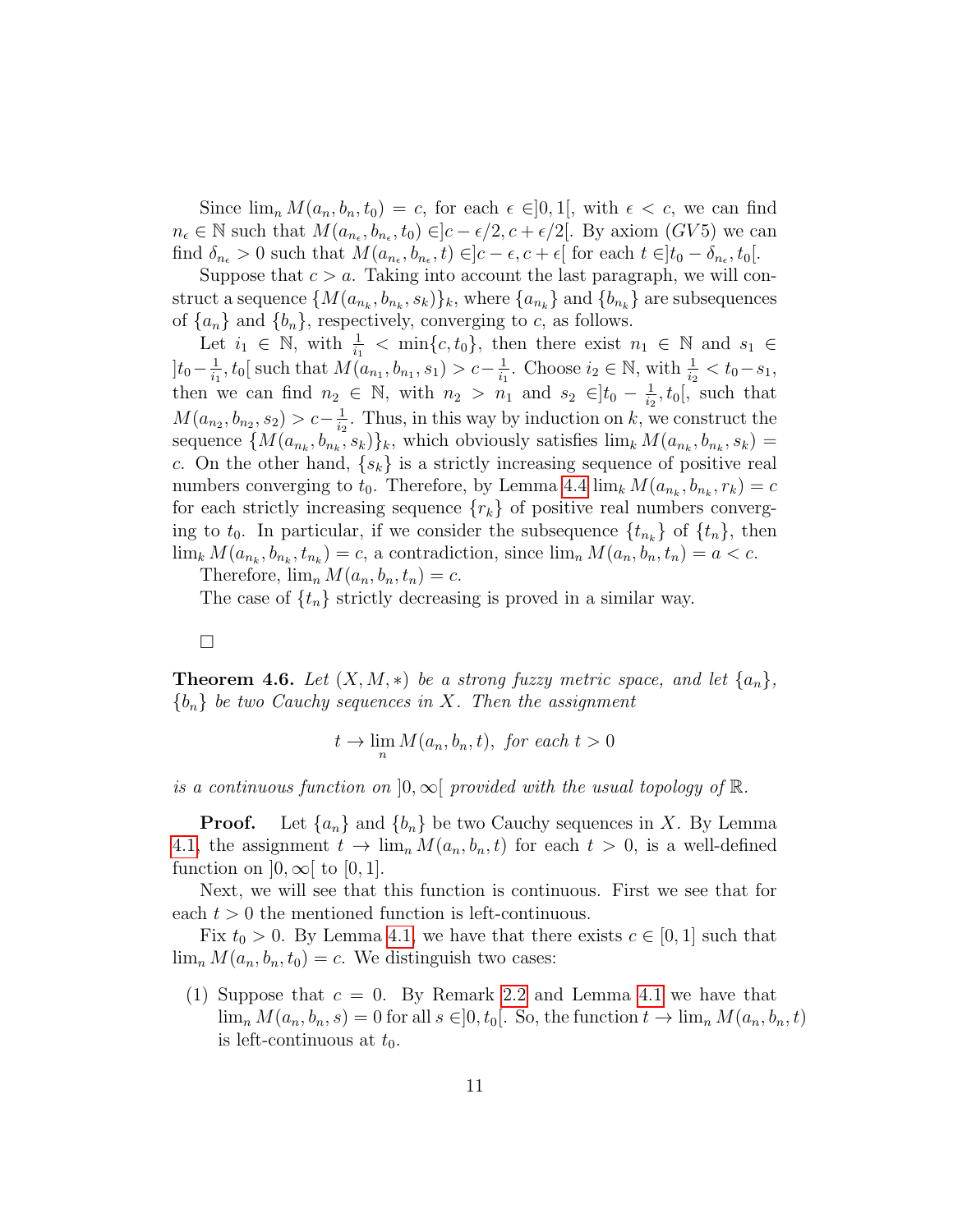Since $\lim_n M(a_n, b_n, t_0) = c$, for each $\epsilon \in ]0, 1[$, with $\epsilon < c$, we can find $n_\epsilon \in \mathbb{N}$ such that $M(a_{n_\epsilon}, b_{n_\epsilon}, t_0) \in ]c - \epsilon/2, c + \epsilon/2[$. By axiom $(GV5)$ we can find $\delta_{n_\epsilon} > 0$ such that $M(a_{n_\epsilon}, b_{n_\epsilon}, t) \in ]c - \epsilon, c + \epsilon[$ for each $t \in ]t_0 - \delta_{n_\epsilon}, t_0[$.

Suppose that $c > a$. Taking into account the last paragraph, we will construct a sequence $\{M(a_{n_k}, b_{n_k}, s_k)\}_k$, where $\{a_{n_k}\}$ and $\{b_{n_k}\}$ are subsequences of $\{a_n\}$ and $\{b_n\}$, respectively, converging to $c$, as follows.

Let $i_1 \in \mathbb{N}$, with $\frac{1}{i_1} < \min\{c, t_0\}$, then there exist $n_1 \in \mathbb{N}$ and $s_1 \in ]t_0 - \frac{1}{i_1}, t_0[$ such that $M(a_{n_1}, b_{n_1}, s_1) > c - \frac{1}{i_1}$. Choose $i_2 \in \mathbb{N}$, with $\frac{1}{i_2} < t_0 - s_1$, then we can find $n_2 \in \mathbb{N}$, with $n_2 > n_1$ and $s_2 \in ]t_0 - \frac{1}{i_2}, t_0[$, such that $M(a_{n_2}, b_{n_2}, s_2) > c - \frac{1}{i_2}$. Thus, in this way by induction on $k$, we construct the sequence $\{M(a_{n_k}, b_{n_k}, s_k)\}_k$, which obviously satisfies $\lim_k M(a_{n_k}, b_{n_k}, s_k) = c$. On the other hand, $\{s_k\}$ is a strictly increasing sequence of positive real numbers converging to $t_0$. Therefore, by Lemma 4.4 $\lim_k M(a_{n_k}, b_{n_k}, r_k) = c$ for each strictly increasing sequence $\{r_k\}$ of positive real numbers converging to $t_0$. In particular, if we consider the subsequence $\{t_{n_k}\}$ of $\{t_n\}$, then $\lim_k M(a_{n_k}, b_{n_k}, t_{n_k}) = c$, a contradiction, since $\lim_n M(a_n, b_n, t_n) = a < c$.

Therefore, $\lim_n M(a_n, b_n, t_n) = c$.

The case of $\{t_n\}$ strictly decreasing is proved in a similar way.

□

**Theorem 4.6.** *Let $(X, M, *)$ be a strong fuzzy metric space, and let $\{a_n\}$, $\{b_n\}$ be two Cauchy sequences in $X$. Then the assignment*

$$t \to \lim_n M(a_n, b_n, t), \text{ for each } t > 0$$

*is a continuous function on $]0, \infty[$ provided with the usual topology of $\mathbb{R}$.*

**Proof.** Let $\{a_n\}$ and $\{b_n\}$ be two Cauchy sequences in $X$. By Lemma 4.1, the assignment $t \to \lim_n M(a_n, b_n, t)$ for each $t > 0$, is a well-defined function on $]0, \infty[$ to $[0, 1]$.

Next, we will see that this function is continuous. First we see that for each $t > 0$ the mentioned function is left-continuous.

Fix $t_0 > 0$. By Lemma 4.1, we have that there exists $c \in [0, 1]$ such that $\lim_n M(a_n, b_n, t_0) = c$. We distinguish two cases:

(1) Suppose that $c = 0$. By Remark 2.2 and Lemma 4.1 we have that $\lim_n M(a_n, b_n, s) = 0$ for all $s \in ]0, t_0[$. So, the function $t \to \lim_n M(a_n, b_n, t)$ is left-continuous at $t_0$.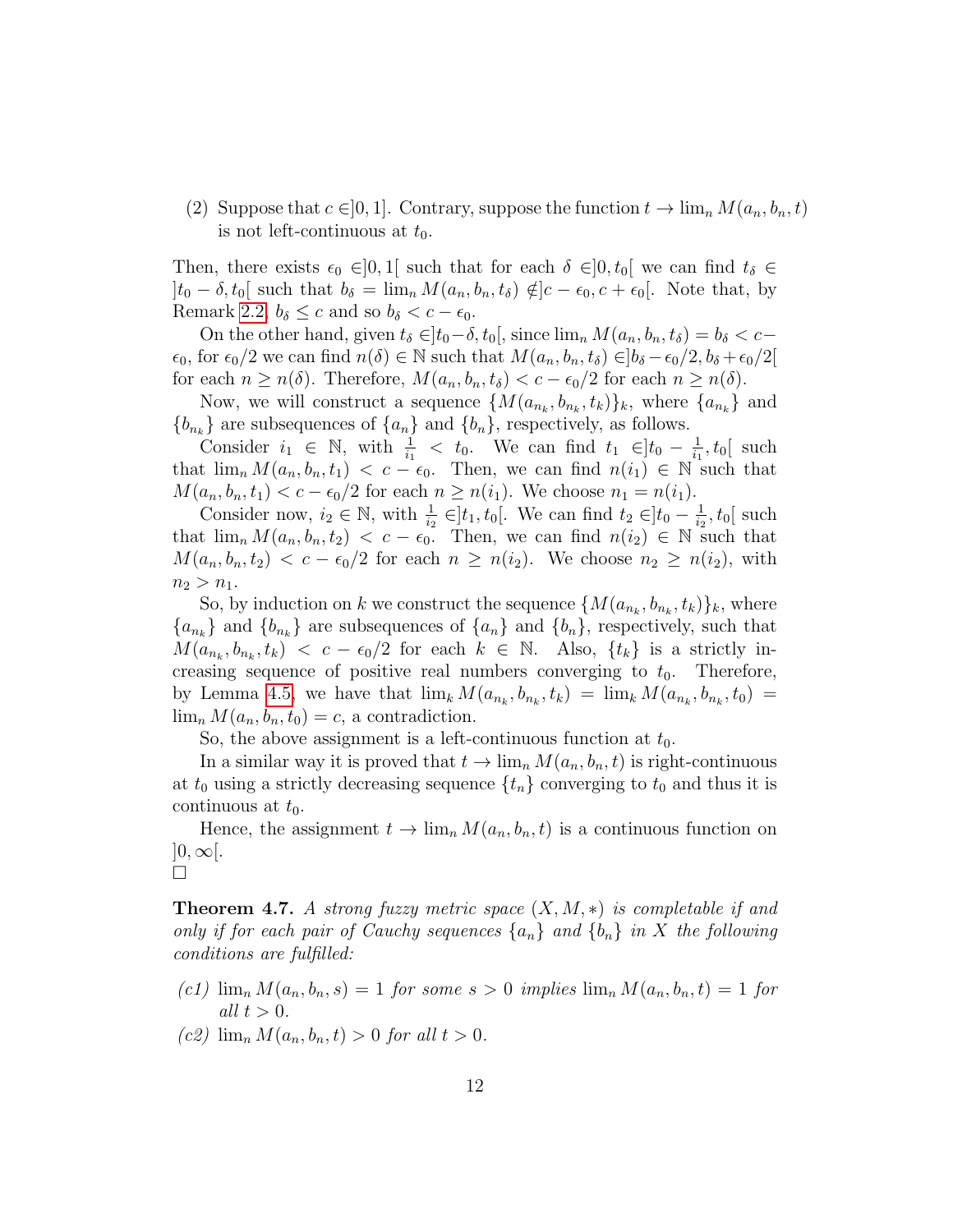(2) Suppose that $c \in ]0,1]$. Contrary, suppose the function $t \to \lim_n M(a_n, b_n, t)$ is not left-continuous at $t_0$.

Then, there exists $\epsilon_0 \in ]0,1[$ such that for each $\delta \in ]0, t_0[$ we can find $t_\delta \in ]t_0 - \delta, t_0[$ such that $b_\delta = \lim_n M(a_n, b_n, t_\delta) \notin ]c - \epsilon_0, c + \epsilon_0[$. Note that, by Remark 2.2, $b_\delta \leq c$ and so $b_\delta < c - \epsilon_0$.

On the other hand, given $t_\delta \in ]t_0 - \delta, t_0[$, since $\lim_n M(a_n, b_n, t_\delta) = b_\delta < c - \epsilon_0$, for $\epsilon_0/2$ we can find $n(\delta) \in \mathbb{N}$ such that $M(a_n, b_n, t_\delta) \in ]b_\delta - \epsilon_0/2, b_\delta + \epsilon_0/2[$ for each $n \geq n(\delta)$. Therefore, $M(a_n, b_n, t_\delta) < c - \epsilon_0/2$ for each $n \geq n(\delta)$.

Now, we will construct a sequence $\{M(a_{n_k}, b_{n_k}, t_k)\}_k$, where $\{a_{n_k}\}$ and $\{b_{n_k}\}$ are subsequences of $\{a_n\}$ and $\{b_n\}$, respectively, as follows.

Consider $i_1 \in \mathbb{N}$, with $\frac{1}{i_1} < t_0$. We can find $t_1 \in ]t_0 - \frac{1}{i_1}, t_0[$ such that $\lim_n M(a_n, b_n, t_1) < c - \epsilon_0$. Then, we can find $n(i_1) \in \mathbb{N}$ such that $M(a_n, b_n, t_1) < c - \epsilon_0/2$ for each $n \geq n(i_1)$. We choose $n_1 = n(i_1)$.

Consider now, $i_2 \in \mathbb{N}$, with $\frac{1}{i_2} \in ]t_1, t_0[$. We can find $t_2 \in ]t_0 - \frac{1}{i_2}, t_0[$ such that $\lim_n M(a_n, b_n, t_2) < c - \epsilon_0$. Then, we can find $n(i_2) \in \mathbb{N}$ such that $M(a_n, b_n, t_2) < c - \epsilon_0/2$ for each $n \geq n(i_2)$. We choose $n_2 \geq n(i_2)$, with $n_2 > n_1$.

So, by induction on $k$ we construct the sequence $\{M(a_{n_k}, b_{n_k}, t_k)\}_k$, where $\{a_{n_k}\}$ and $\{b_{n_k}\}$ are subsequences of $\{a_n\}$ and $\{b_n\}$, respectively, such that $M(a_{n_k}, b_{n_k}, t_k) < c - \epsilon_0/2$ for each $k \in \mathbb{N}$. Also, $\{t_k\}$ is a strictly increasing sequence of positive real numbers converging to $t_0$. Therefore, by Lemma 4.5, we have that $\lim_k M(a_{n_k}, b_{n_k}, t_k) = \lim_k M(a_{n_k}, b_{n_k}, t_0) = \lim_n M(a_n, b_n, t_0) = c$, a contradiction.

So, the above assignment is a left-continuous function at $t_0$.

In a similar way it is proved that $t \to \lim_n M(a_n, b_n, t)$ is right-continuous at $t_0$ using a strictly decreasing sequence $\{t_n\}$ converging to $t_0$ and thus it is continuous at $t_0$.

Hence, the assignment $t \to \lim_n M(a_n, b_n, t)$ is a continuous function on $]0, \infty[$.
□

**Theorem 4.7.** *A strong fuzzy metric space $(X, M, *)$ is completable if and only if for each pair of Cauchy sequences $\{a_n\}$ and $\{b_n\}$ in $X$ the following conditions are fulfilled:*

*(c1)* $\lim_n M(a_n, b_n, s) = 1$ *for some* $s > 0$ *implies* $\lim_n M(a_n, b_n, t) = 1$ *for all* $t > 0$.

*(c2)* $\lim_n M(a_n, b_n, t) > 0$ *for all* $t > 0$.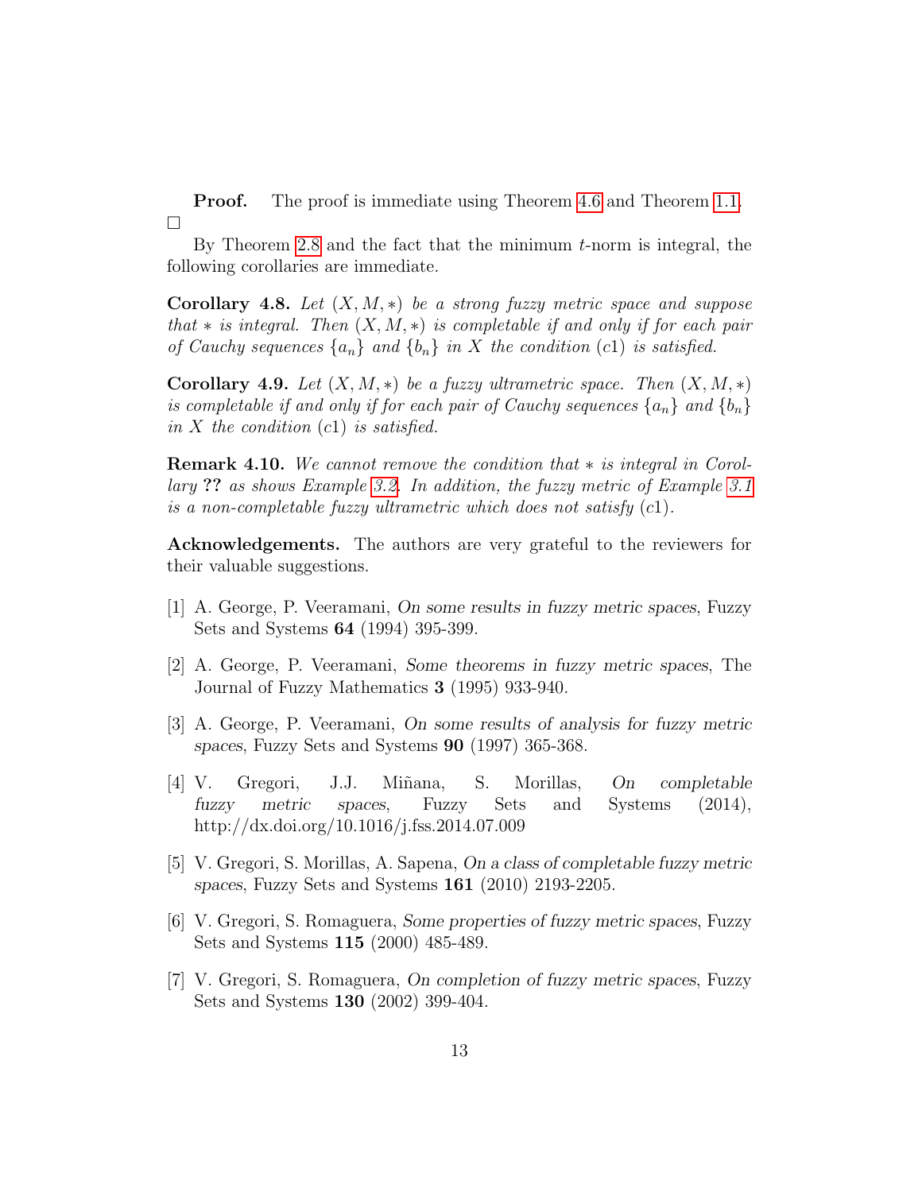**Proof.** The proof is immediate using Theorem 4.6 and Theorem 1.1. □

By Theorem 2.8 and the fact that the minimum $t$-norm is integral, the following corollaries are immediate.

**Corollary 4.8.** *Let $(X, M, *)$ be a strong fuzzy metric space and suppose that $*$ is integral. Then $(X, M, *)$ is completable if and only if for each pair of Cauchy sequences $\{a_n\}$ and $\{b_n\}$ in $X$ the condition (c1) is satisfied.*

**Corollary 4.9.** *Let $(X, M, *)$ be a fuzzy ultrametric space. Then $(X, M, *)$ is completable if and only if for each pair of Cauchy sequences $\{a_n\}$ and $\{b_n\}$ in $X$ the condition (c1) is satisfied.*

**Remark 4.10.** *We cannot remove the condition that $*$ is integral in Corollary* **??** *as shows Example 3.2. In addition, the fuzzy metric of Example 3.1 is a non-completable fuzzy ultrametric which does not satisfy (c1).*

**Acknowledgements.** The authors are very grateful to the reviewers for their valuable suggestions.

[1] A. George, P. Veeramani, *On some results in fuzzy metric spaces*, Fuzzy Sets and Systems **64** (1994) 395-399.

[2] A. George, P. Veeramani, *Some theorems in fuzzy metric spaces*, The Journal of Fuzzy Mathematics **3** (1995) 933-940.

[3] A. George, P. Veeramani, *On some results of analysis for fuzzy metric spaces*, Fuzzy Sets and Systems **90** (1997) 365-368.

[4] V. Gregori, J.J. Miñana, S. Morillas, *On completable fuzzy metric spaces*, Fuzzy Sets and Systems (2014), http://dx.doi.org/10.1016/j.fss.2014.07.009

[5] V. Gregori, S. Morillas, A. Sapena, *On a class of completable fuzzy metric spaces*, Fuzzy Sets and Systems **161** (2010) 2193-2205.

[6] V. Gregori, S. Romaguera, *Some properties of fuzzy metric spaces*, Fuzzy Sets and Systems **115** (2000) 485-489.

[7] V. Gregori, S. Romaguera, *On completion of fuzzy metric spaces*, Fuzzy Sets and Systems **130** (2002) 399-404.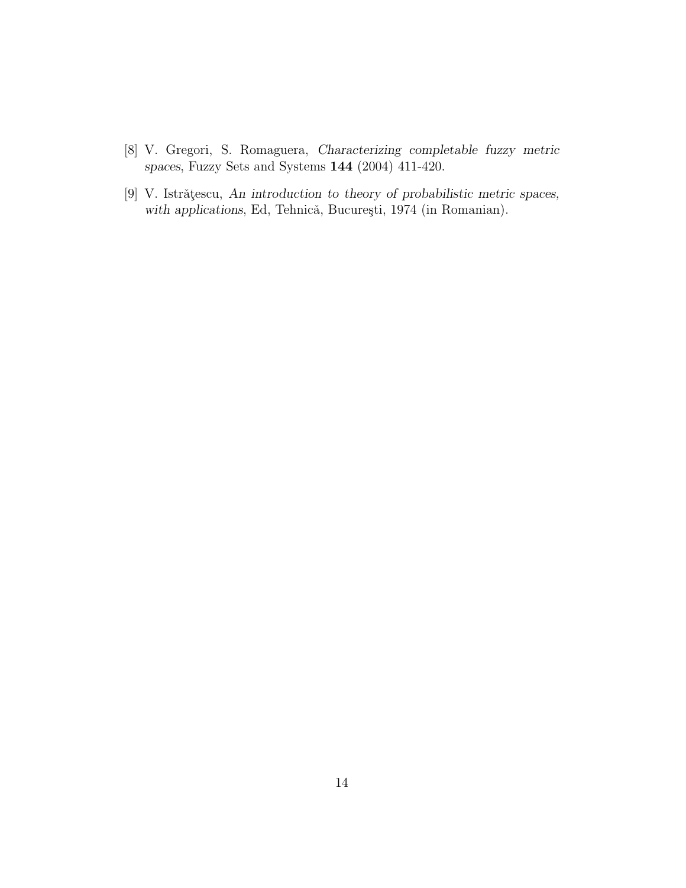[8] V. Gregori, S. Romaguera, *Characterizing completable fuzzy metric spaces*, Fuzzy Sets and Systems **144** (2004) 411-420.

[9] V. Istrăţescu, *An introduction to theory of probabilistic metric spaces, with applications*, Ed, Tehnică, Bucureşti, 1974 (in Romanian).